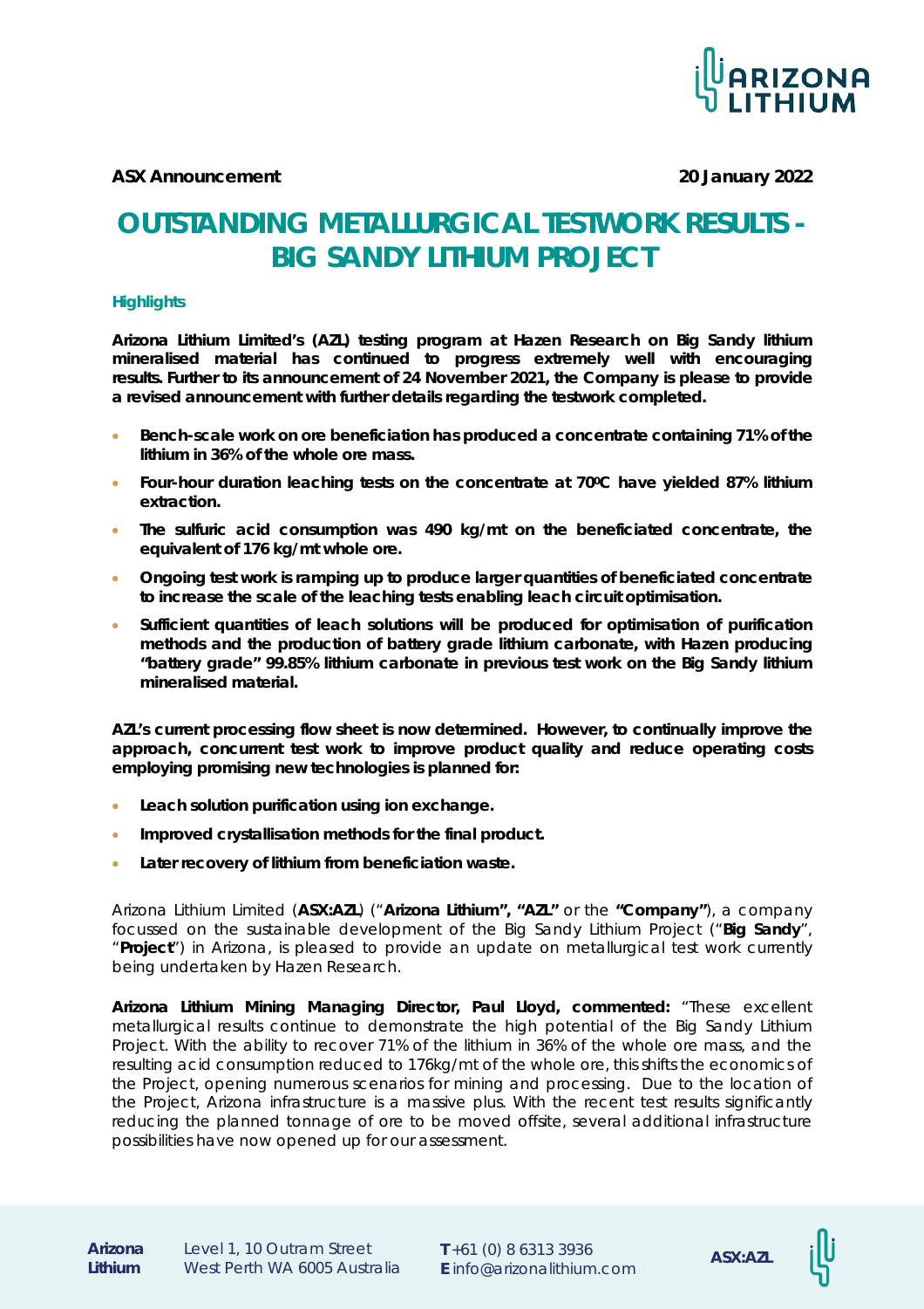**ASX Announcement** **20 January 2022**

# OUTSTANDING METALLURGICAL TESTWORK RESULTS - BIG SANDY LITHIUM PROJECT

### Highlights

**Arizona Lithium Limited's (AZL) testing program at Hazen Research on Big Sandy lithium mineralised material has continued to progress extremely well with encouraging results. Further to its announcement of 24 November 2021, the Company is please to provide a revised announcement with further details regarding the testwork completed.**

- **Bench-scale work on ore beneficiation has produced a concentrate containing 71% of the lithium in 36% of the whole ore mass.**
- **Four-hour duration leaching tests on the concentrate at 70ºC have yielded 87% lithium extraction.**
- **The sulfuric acid consumption was 490 kg/mt on the beneficiated concentrate, the equivalent of 176 kg/mt whole ore.**
- **Ongoing test work is ramping up to produce larger quantities of beneficiated concentrate to increase the scale of the leaching tests enabling leach circuit optimisation.**
- **Sufficient quantities of leach solutions will be produced for optimisation of purification methods and the production of battery grade lithium carbonate, with Hazen producing "battery grade" 99.85% lithium carbonate in previous test work on the Big Sandy lithium mineralised material.**

**AZL's current processing flow sheet is now determined. However, to continually improve the approach, concurrent test work to improve product quality and reduce operating costs employing promising new technologies is planned for:**

- **Leach solution purification using ion exchange.**
- **Improved crystallisation methods for the final product.**
- **Later recovery of lithium from beneficiation waste.**

Arizona Lithium Limited (**ASX:AZL**) ("**Arizona Lithium", "AZL"** or the **"Company"**), a company focussed on the sustainable development of the Big Sandy Lithium Project ("**Big Sandy**", "**Project**") in Arizona, is pleased to provide an update on metallurgical test work currently being undertaken by Hazen Research.

**Arizona Lithium Mining Managing Director, Paul Lloyd, commented:** "These excellent metallurgical results continue to demonstrate the high potential of the Big Sandy Lithium Project. With the ability to recover 71% of the lithium in 36% of the whole ore mass, and the resulting acid consumption reduced to 176kg/mt of the whole ore, this shifts the economics of the Project, opening numerous scenarios for mining and processing. Due to the location of the Project, Arizona infrastructure is a massive plus. With the recent test results significantly reducing the planned tonnage of ore to be moved offsite, several additional infrastructure possibilities have now opened up for our assessment.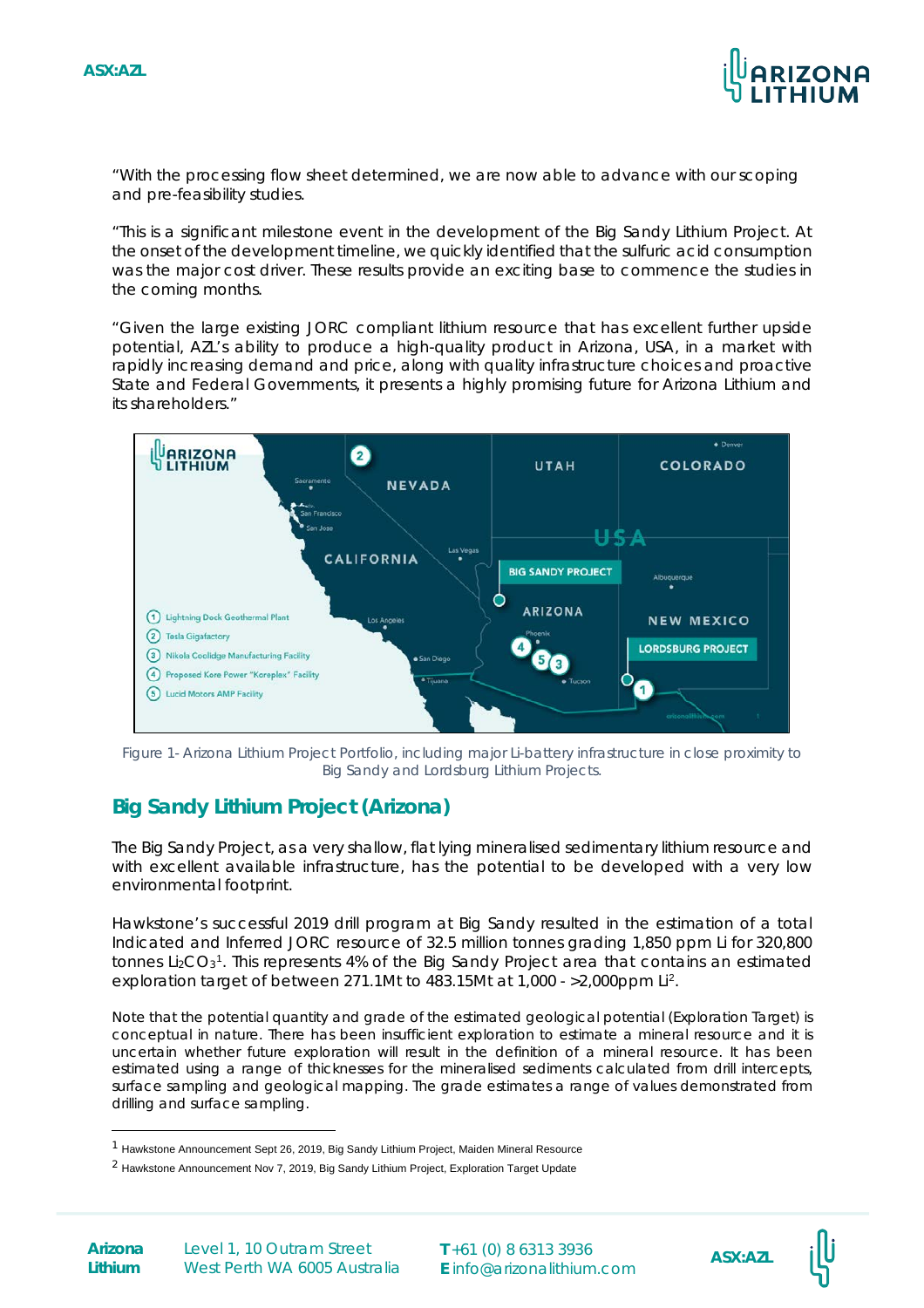"With the processing flow sheet determined, we are now able to advance with our scoping and pre-feasibility studies.

"This is a significant milestone event in the development of the Big Sandy Lithium Project. At the onset of the development timeline, we quickly identified that the sulfuric acid consumption was the major cost driver. These results provide an exciting base to commence the studies in the coming months.

"Given the large existing JORC compliant lithium resource that has excellent further upside potential, AZL's ability to produce a high-quality product in Arizona, USA, in a market with rapidly increasing demand and price, along with quality infrastructure choices and proactive State and Federal Governments, it presents a highly promising future for Arizona Lithium and its shareholders."

Figure 1- Arizona Lithium Project Portfolio, including major Li-battery infrastructure in close proximity to Big Sandy and Lordsburg Lithium Projects.

## Big Sandy Lithium Project (Arizona)

The Big Sandy Project, as a very shallow, flat lying mineralised sedimentary lithium resource and with excellent available infrastructure, has the potential to be developed with a very low environmental footprint.

Hawkstone's successful 2019 drill program at Big Sandy resulted in the estimation of a total Indicated and Inferred JORC resource of 32.5 million tonnes grading 1,850 ppm Li for 320,800 tonnes $Li_2CO_3$[1]. This represents 4% of the Big Sandy Project area that contains an estimated exploration target of between 271.1Mt to 483.15Mt at 1,000 - >2,000ppm Li[2].

Note that the potential quantity and grade of the estimated geological potential (Exploration Target) is conceptual in nature. There has been insufficient exploration to estimate a mineral resource and it is uncertain whether future exploration will result in the definition of a mineral resource. It has been estimated using a range of thicknesses for the mineralised sediments calculated from drill intercepts, surface sampling and geological mapping. The grade estimates a range of values demonstrated from drilling and surface sampling.

---

[1] Hawkstone Announcement Sept 26, 2019, Big Sandy Lithium Project, Maiden Mineral Resource

[2] Hawkstone Announcement Nov 7, 2019, Big Sandy Lithium Project, Exploration Target Update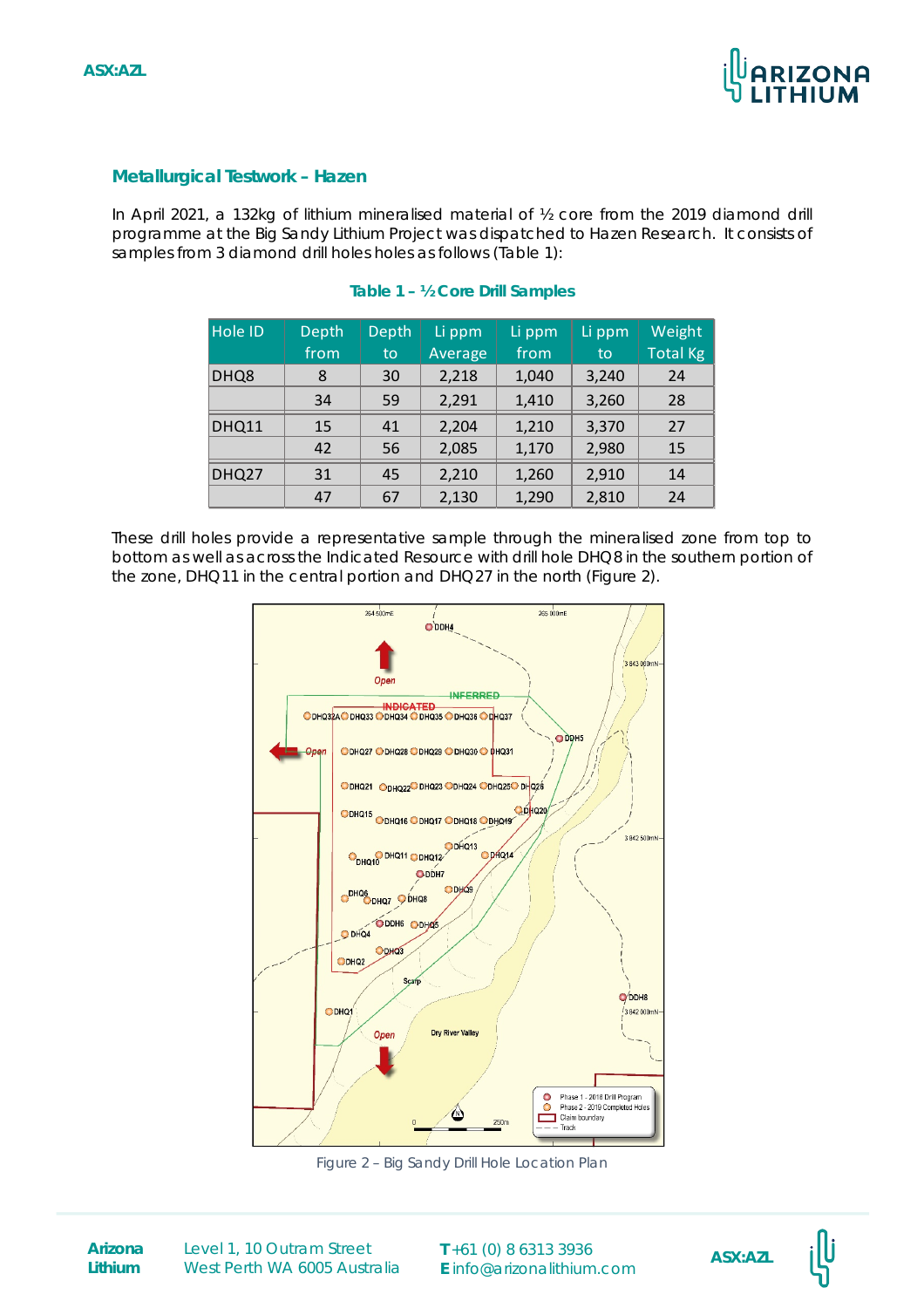## Metallurgical Testwork – Hazen

In April 2021, a 132kg of lithium mineralised material of ½ core from the 2019 diamond drill programme at the Big Sandy Lithium Project was dispatched to Hazen Research. It consists of samples from 3 diamond drill holes holes as follows (Table 1):

**Table 1 – ½ Core Drill Samples**

| Hole ID | Depth from | Depth to | Li ppm Average | Li ppm from | Li ppm to | Weight Total Kg |
|---|---|---|---|---|---|---|
| DHQ8 | 8 | 30 | 2,218 | 1,040 | 3,240 | 24 |
| | 34 | 59 | 2,291 | 1,410 | 3,260 | 28 |
| DHQ11 | 15 | 41 | 2,204 | 1,210 | 3,370 | 27 |
| | 42 | 56 | 2,085 | 1,170 | 2,980 | 15 |
| DHQ27 | 31 | 45 | 2,210 | 1,260 | 2,910 | 14 |
| | 47 | 67 | 2,130 | 1,290 | 2,810 | 24 |

These drill holes provide a representative sample through the mineralised zone from top to bottom as well as across the Indicated Resource with drill hole DHQ8 in the southern portion of the zone, DHQ11 in the central portion and DHQ27 in the north (Figure 2).

Figure 2 – Big Sandy Drill Hole Location Plan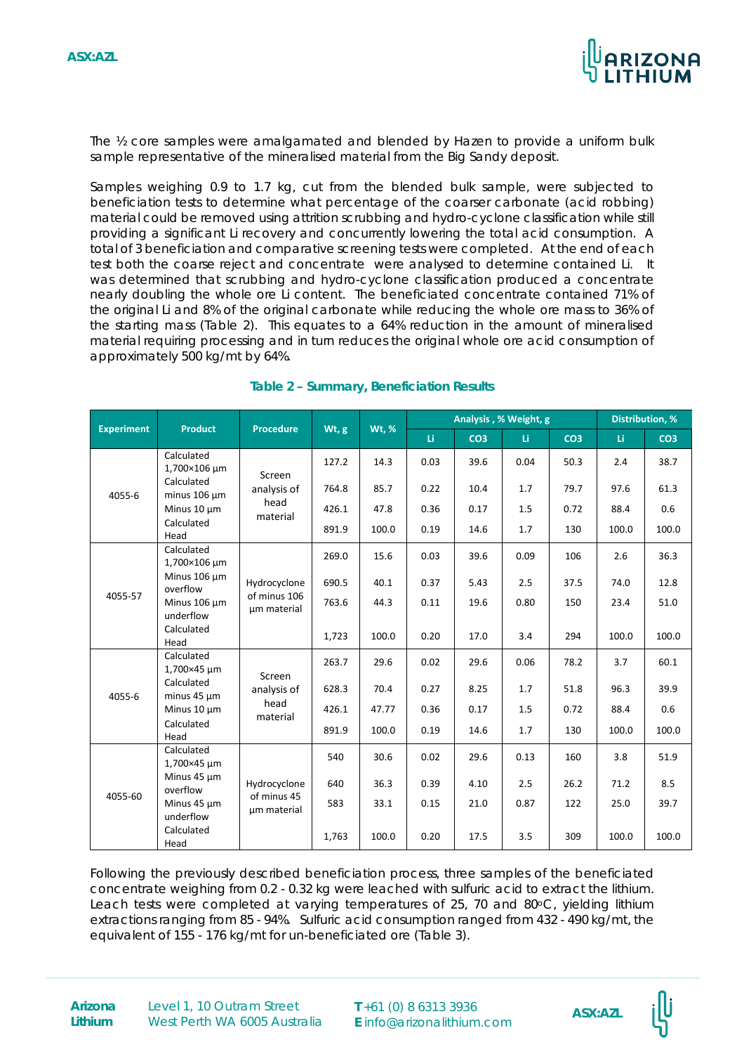The ½ core samples were amalgamated and blended by Hazen to provide a uniform bulk sample representative of the mineralised material from the Big Sandy deposit.

Samples weighing 0.9 to 1.7 kg, cut from the blended bulk sample, were subjected to beneficiation tests to determine what percentage of the coarser carbonate (acid robbing) material could be removed using attrition scrubbing and hydro-cyclone classification while still providing a significant Li recovery and concurrently lowering the total acid consumption. A total of 3 beneficiation and comparative screening tests were completed. At the end of each test both the coarse reject and concentrate were analysed to determine contained Li. It was determined that scrubbing and hydro-cyclone classification produced a concentrate nearly doubling the whole ore Li content. The beneficiated concentrate contained 71% of the original Li and 8% of the original carbonate while reducing the whole ore mass to 36% of the starting mass (Table 2). This equates to a 64% reduction in the amount of mineralised material requiring processing and in turn reduces the original whole ore acid consumption of approximately 500 kg/mt by 64%.

**Table 2 – Summary, Beneficiation Results**

| Experiment | Product | Procedure | Wt, g | Wt, % | Analysis , % Li | Analysis , % CO3 | Weight, g Li | Weight, g CO3 | Distribution, % Li | Distribution, % CO3 |
|---|---|---|---|---|---|---|---|---|---|---|
| 4055-6 | Calculated 1,700×106 µm | Screen analysis of head material | 127.2 | 14.3 | 0.03 | 39.6 | 0.04 | 50.3 | 2.4 | 38.7 |
| | Calculated minus 106 µm | | 764.8 | 85.7 | 0.22 | 10.4 | 1.7 | 79.7 | 97.6 | 61.3 |
| | Minus 10 µm | | 426.1 | 47.8 | 0.36 | 0.17 | 1.5 | 0.72 | 88.4 | 0.6 |
| | Calculated Head | | 891.9 | 100.0 | 0.19 | 14.6 | 1.7 | 130 | 100.0 | 100.0 |
| 4055-57 | Calculated 1,700×106 µm | Hydrocyclone of minus 106 µm material | 269.0 | 15.6 | 0.03 | 39.6 | 0.09 | 106 | 2.6 | 36.3 |
| | Minus 106 µm overflow | | 690.5 | 40.1 | 0.37 | 5.43 | 2.5 | 37.5 | 74.0 | 12.8 |
| | Minus 106 µm underflow | | 763.6 | 44.3 | 0.11 | 19.6 | 0.80 | 150 | 23.4 | 51.0 |
| | Calculated Head | | 1,723 | 100.0 | 0.20 | 17.0 | 3.4 | 294 | 100.0 | 100.0 |
| 4055-6 | Calculated 1,700×45 µm | Screen analysis of head material | 263.7 | 29.6 | 0.02 | 29.6 | 0.06 | 78.2 | 3.7 | 60.1 |
| | Calculated minus 45 µm | | 628.3 | 70.4 | 0.27 | 8.25 | 1.7 | 51.8 | 96.3 | 39.9 |
| | Minus 10 µm | | 426.1 | 47.77 | 0.36 | 0.17 | 1.5 | 0.72 | 88.4 | 0.6 |
| | Calculated Head | | 891.9 | 100.0 | 0.19 | 14.6 | 1.7 | 130 | 100.0 | 100.0 |
| 4055-60 | Calculated 1,700×45 µm | Hydrocyclone of minus 45 µm material | 540 | 30.6 | 0.02 | 29.6 | 0.13 | 160 | 3.8 | 51.9 |
| | Minus 45 µm overflow | | 640 | 36.3 | 0.39 | 4.10 | 2.5 | 26.2 | 71.2 | 8.5 |
| | Minus 45 µm underflow | | 583 | 33.1 | 0.15 | 21.0 | 0.87 | 122 | 25.0 | 39.7 |
| | Calculated Head | | 1,763 | 100.0 | 0.20 | 17.5 | 3.5 | 309 | 100.0 | 100.0 |

Following the previously described beneficiation process, three samples of the beneficiated concentrate weighing from 0.2 - 0.32 kg were leached with sulfuric acid to extract the lithium. Leach tests were completed at varying temperatures of 25, 70 and 80°C, yielding lithium extractions ranging from 85 - 94%. Sulfuric acid consumption ranged from 432 - 490 kg/mt, the equivalent of 155 - 176 kg/mt for un-beneficiated ore (Table 3).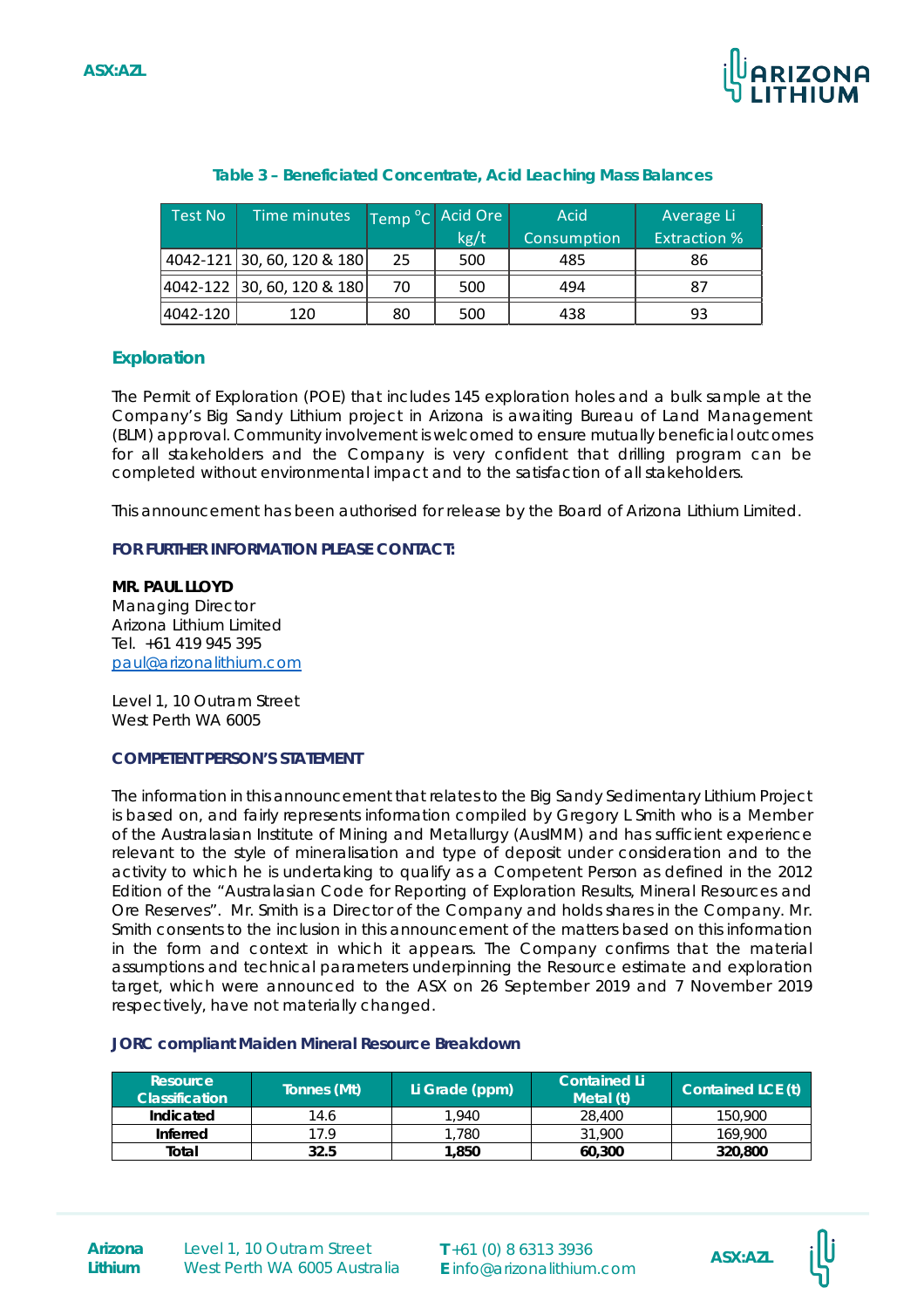**Table 3 – Beneficiated Concentrate, Acid Leaching Mass Balances**

| Test No | Time minutes | Temp °C | Acid Ore kg/t | Acid Consumption | Average Li Extraction % |
|---|---|---|---|---|---|
| 4042-121 | 30, 60, 120 & 180 | 25 | 500 | 485 | 86 |
| 4042-122 | 30, 60, 120 & 180 | 70 | 500 | 494 | 87 |
| 4042-120 | 120 | 80 | 500 | 438 | 93 |

## Exploration

The Permit of Exploration (POE) that includes 145 exploration holes and a bulk sample at the Company's Big Sandy Lithium project in Arizona is awaiting Bureau of Land Management (BLM) approval. Community involvement is welcomed to ensure mutually beneficial outcomes for all stakeholders and the Company is very confident that drilling program can be completed without environmental impact and to the satisfaction of all stakeholders.

This announcement has been authorised for release by the Board of Arizona Lithium Limited.

**FOR FURTHER INFORMATION PLEASE CONTACT:**

**MR. PAUL LLOYD**
Managing Director
Arizona Lithium Limited
Tel. +61 419 945 395
paul@arizonalithium.com

Level 1, 10 Outram Street
West Perth WA 6005

**COMPETENT PERSON'S STATEMENT**

The information in this announcement that relates to the Big Sandy Sedimentary Lithium Project is based on, and fairly represents information compiled by Gregory L Smith who is a Member of the Australasian Institute of Mining and Metallurgy (AusIMM) and has sufficient experience relevant to the style of mineralisation and type of deposit under consideration and to the activity to which he is undertaking to qualify as a Competent Person as defined in the 2012 Edition of the "Australasian Code for Reporting of Exploration Results, Mineral Resources and Ore Reserves". Mr. Smith is a Director of the Company and holds shares in the Company. Mr. Smith consents to the inclusion in this announcement of the matters based on this information in the form and context in which it appears. The Company confirms that the material assumptions and technical parameters underpinning the Resource estimate and exploration target, which were announced to the ASX on 26 September 2019 and 7 November 2019 respectively, have not materially changed.

**JORC compliant Maiden Mineral Resource Breakdown**

| Resource Classification | Tonnes (Mt) | Li Grade (ppm) | Contained Li Metal (t) | Contained LCE (t) |
|---|---|---|---|---|
| **Indicated** | 14.6 | 1,940 | 28,400 | 150,900 |
| **Inferred** | 17.9 | 1,780 | 31,900 | 169,900 |
| **Total** | **32.5** | **1,850** | **60,300** | **320,800** |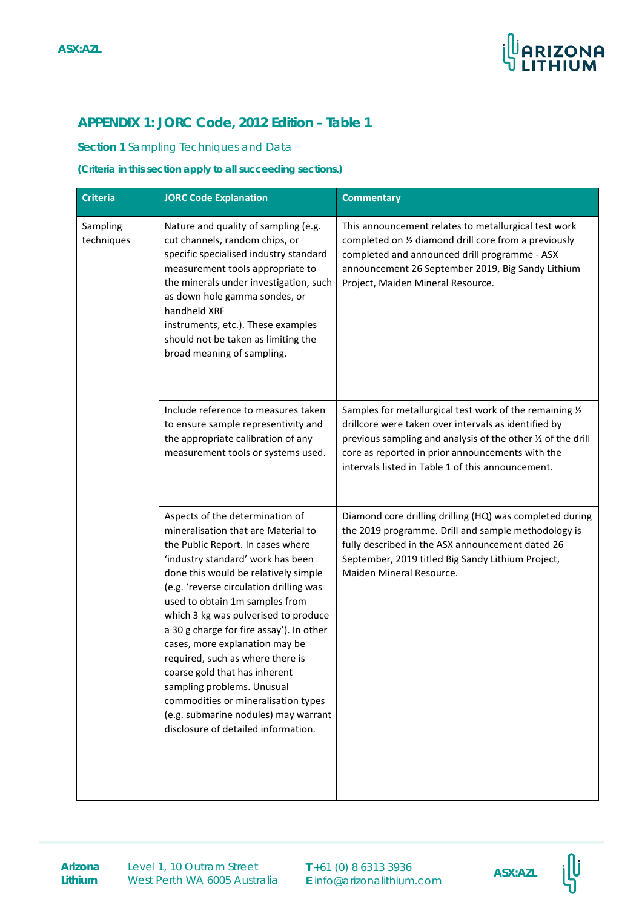## APPENDIX 1: JORC Code, 2012 Edition – Table 1

**Section 1** Sampling Techniques and Data

**(Criteria in this section apply to all succeeding sections.)**

| Criteria | JORC Code Explanation | Commentary |
|---|---|---|
| Sampling techniques | Nature and quality of sampling (e.g. cut channels, random chips, or specific specialised industry standard measurement tools appropriate to the minerals under investigation, such as down hole gamma sondes, or handheld XRF instruments, etc.). These examples should not be taken as limiting the broad meaning of sampling. | This announcement relates to metallurgical test work completed on ½ diamond drill core from a previously completed and announced drill programme - ASX announcement 26 September 2019, Big Sandy Lithium Project, Maiden Mineral Resource. |
| | Include reference to measures taken to ensure sample representivity and the appropriate calibration of any measurement tools or systems used. | Samples for metallurgical test work of the remaining ½ drillcore were taken over intervals as identified by previous sampling and analysis of the other ½ of the drill core as reported in prior announcements with the intervals listed in Table 1 of this announcement. |
| | Aspects of the determination of mineralisation that are Material to the Public Report. In cases where 'industry standard' work has been done this would be relatively simple (e.g. 'reverse circulation drilling was used to obtain 1m samples from which 3 kg was pulverised to produce a 30 g charge for fire assay'). In other cases, more explanation may be required, such as where there is coarse gold that has inherent sampling problems. Unusual commodities or mineralisation types (e.g. submarine nodules) may warrant disclosure of detailed information. | Diamond core drilling drilling (HQ) was completed during the 2019 programme. Drill and sample methodology is fully described in the ASX announcement dated 26 September, 2019 titled Big Sandy Lithium Project, Maiden Mineral Resource. |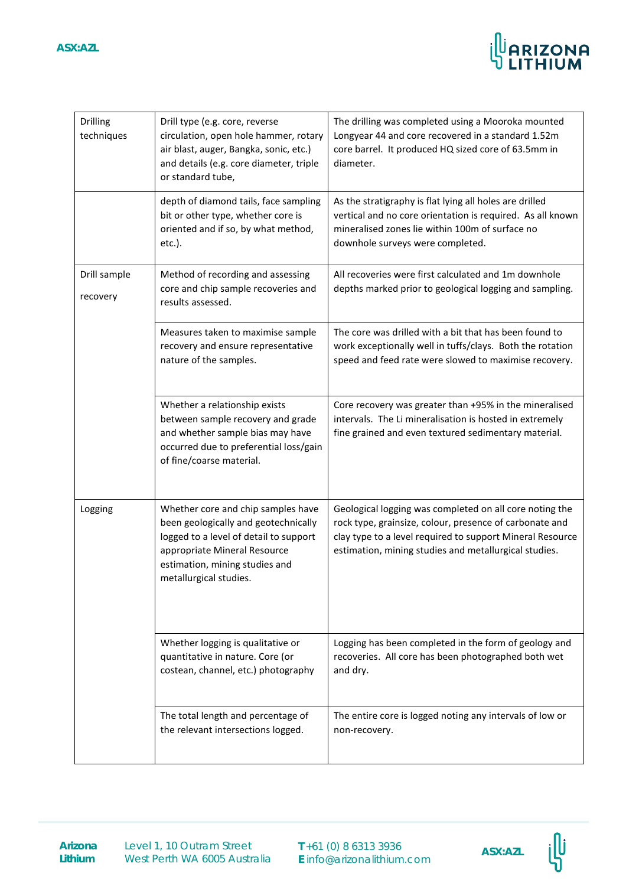| | | |
|---|---|---|
| Drilling techniques | Drill type (e.g. core, reverse circulation, open hole hammer, rotary air blast, auger, Bangka, sonic, etc.) and details (e.g. core diameter, triple or standard tube, | The drilling was completed using a Mooroka mounted Longyear 44 and core recovered in a standard 1.52m core barrel. It produced HQ sized core of 63.5mm in diameter. |
| | depth of diamond tails, face sampling bit or other type, whether core is oriented and if so, by what method, etc.). | As the stratigraphy is flat lying all holes are drilled vertical and no core orientation is required. As all known mineralised zones lie within 100m of surface no downhole surveys were completed. |
| Drill sample recovery | Method of recording and assessing core and chip sample recoveries and results assessed. | All recoveries were first calculated and 1m downhole depths marked prior to geological logging and sampling. |
| | Measures taken to maximise sample recovery and ensure representative nature of the samples. | The core was drilled with a bit that has been found to work exceptionally well in tuffs/clays. Both the rotation speed and feed rate were slowed to maximise recovery. |
| | Whether a relationship exists between sample recovery and grade and whether sample bias may have occurred due to preferential loss/gain of fine/coarse material. | Core recovery was greater than +95% in the mineralised intervals. The Li mineralisation is hosted in extremely fine grained and even textured sedimentary material. |
| Logging | Whether core and chip samples have been geologically and geotechnically logged to a level of detail to support appropriate Mineral Resource estimation, mining studies and metallurgical studies. | Geological logging was completed on all core noting the rock type, grainsize, colour, presence of carbonate and clay type to a level required to support Mineral Resource estimation, mining studies and metallurgical studies. |
| | Whether logging is qualitative or quantitative in nature. Core (or costean, channel, etc.) photography | Logging has been completed in the form of geology and recoveries. All core has been photographed both wet and dry. |
| | The total length and percentage of the relevant intersections logged. | The entire core is logged noting any intervals of low or non-recovery. |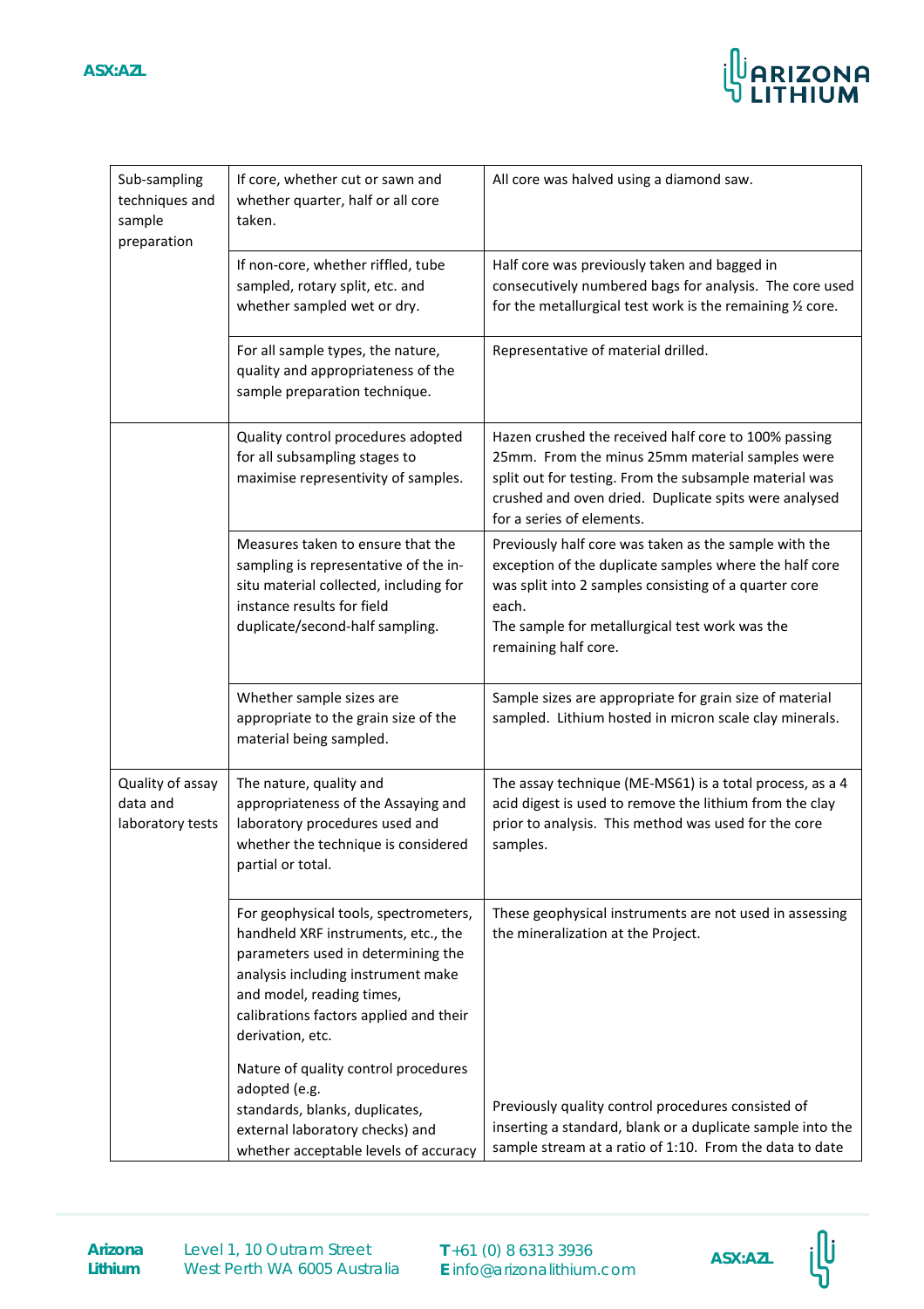| | | |
|---|---|---|
| Sub-sampling techniques and sample preparation | If core, whether cut or sawn and whether quarter, half or all core taken. | All core was halved using a diamond saw. |
| | If non-core, whether riffled, tube sampled, rotary split, etc. and whether sampled wet or dry. | Half core was previously taken and bagged in consecutively numbered bags for analysis. The core used for the metallurgical test work is the remaining ½ core. |
| | For all sample types, the nature, quality and appropriateness of the sample preparation technique. | Representative of material drilled. |
| | Quality control procedures adopted for all subsampling stages to maximise representivity of samples. | Hazen crushed the received half core to 100% passing 25mm. From the minus 25mm material samples were split out for testing. From the subsample material was crushed and oven dried. Duplicate spits were analysed for a series of elements. |
| | Measures taken to ensure that the sampling is representative of the in-situ material collected, including for instance results for field duplicate/second-half sampling. | Previously half core was taken as the sample with the exception of the duplicate samples where the half core was split into 2 samples consisting of a quarter core each.<br>The sample for metallurgical test work was the remaining half core. |
| | Whether sample sizes are appropriate to the grain size of the material being sampled. | Sample sizes are appropriate for grain size of material sampled. Lithium hosted in micron scale clay minerals. |
| Quality of assay data and laboratory tests | The nature, quality and appropriateness of the Assaying and laboratory procedures used and whether the technique is considered partial or total. | The assay technique (ME-MS61) is a total process, as a 4 acid digest is used to remove the lithium from the clay prior to analysis. This method was used for the core samples. |
| | For geophysical tools, spectrometers, handheld XRF instruments, etc., the parameters used in determining the analysis including instrument make and model, reading times, calibrations factors applied and their derivation, etc. | These geophysical instruments are not used in assessing the mineralization at the Project. |
| | Nature of quality control procedures adopted (e.g. standards, blanks, duplicates, external laboratory checks) and whether acceptable levels of accuracy | Previously quality control procedures consisted of inserting a standard, blank or a duplicate sample into the sample stream at a ratio of 1:10. From the data to date |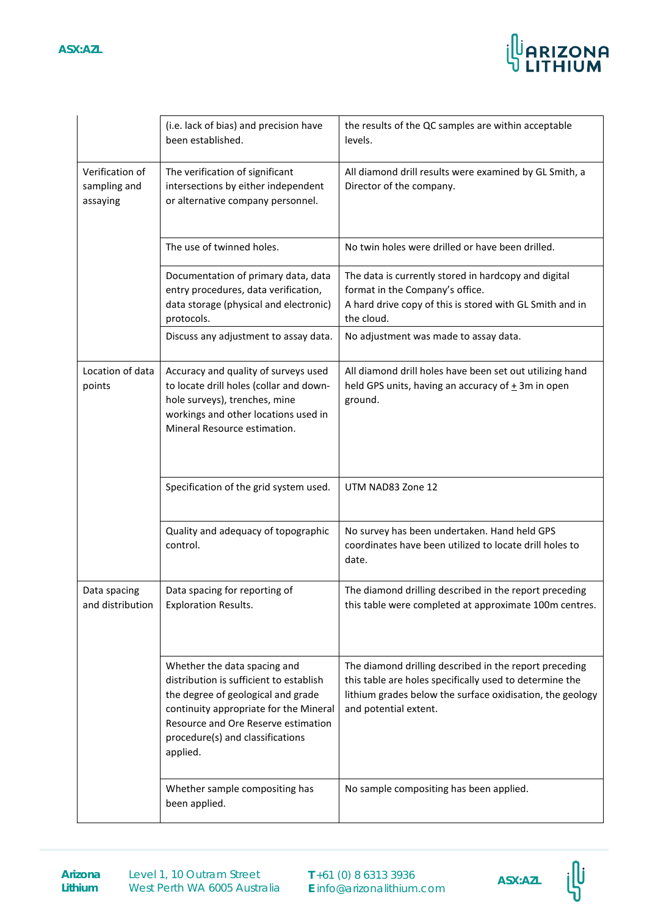| | | |
|---|---|---|
| | (i.e. lack of bias) and precision have been established. | the results of the QC samples are within acceptable levels. |
| Verification of sampling and assaying | The verification of significant intersections by either independent or alternative company personnel. | All diamond drill results were examined by GL Smith, a Director of the company. |
| | The use of twinned holes. | No twin holes were drilled or have been drilled. |
| | Documentation of primary data, data entry procedures, data verification, data storage (physical and electronic) protocols. | The data is currently stored in hardcopy and digital format in the Company's office.<br>A hard drive copy of this is stored with GL Smith and in the cloud. |
| | Discuss any adjustment to assay data. | No adjustment was made to assay data. |
| Location of data points | Accuracy and quality of surveys used to locate drill holes (collar and down-hole surveys), trenches, mine workings and other locations used in Mineral Resource estimation. | All diamond drill holes have been set out utilizing hand held GPS units, having an accuracy of ± 3m in open ground. |
| | Specification of the grid system used. | UTM NAD83 Zone 12 |
| | Quality and adequacy of topographic control. | No survey has been undertaken. Hand held GPS coordinates have been utilized to locate drill holes to date. |
| Data spacing and distribution | Data spacing for reporting of Exploration Results. | The diamond drilling described in the report preceding this table were completed at approximate 100m centres. |
| | Whether the data spacing and distribution is sufficient to establish the degree of geological and grade continuity appropriate for the Mineral Resource and Ore Reserve estimation procedure(s) and classifications applied. | The diamond drilling described in the report preceding this table are holes specifically used to determine the lithium grades below the surface oxidisation, the geology and potential extent. |
| | Whether sample compositing has been applied. | No sample compositing has been applied. |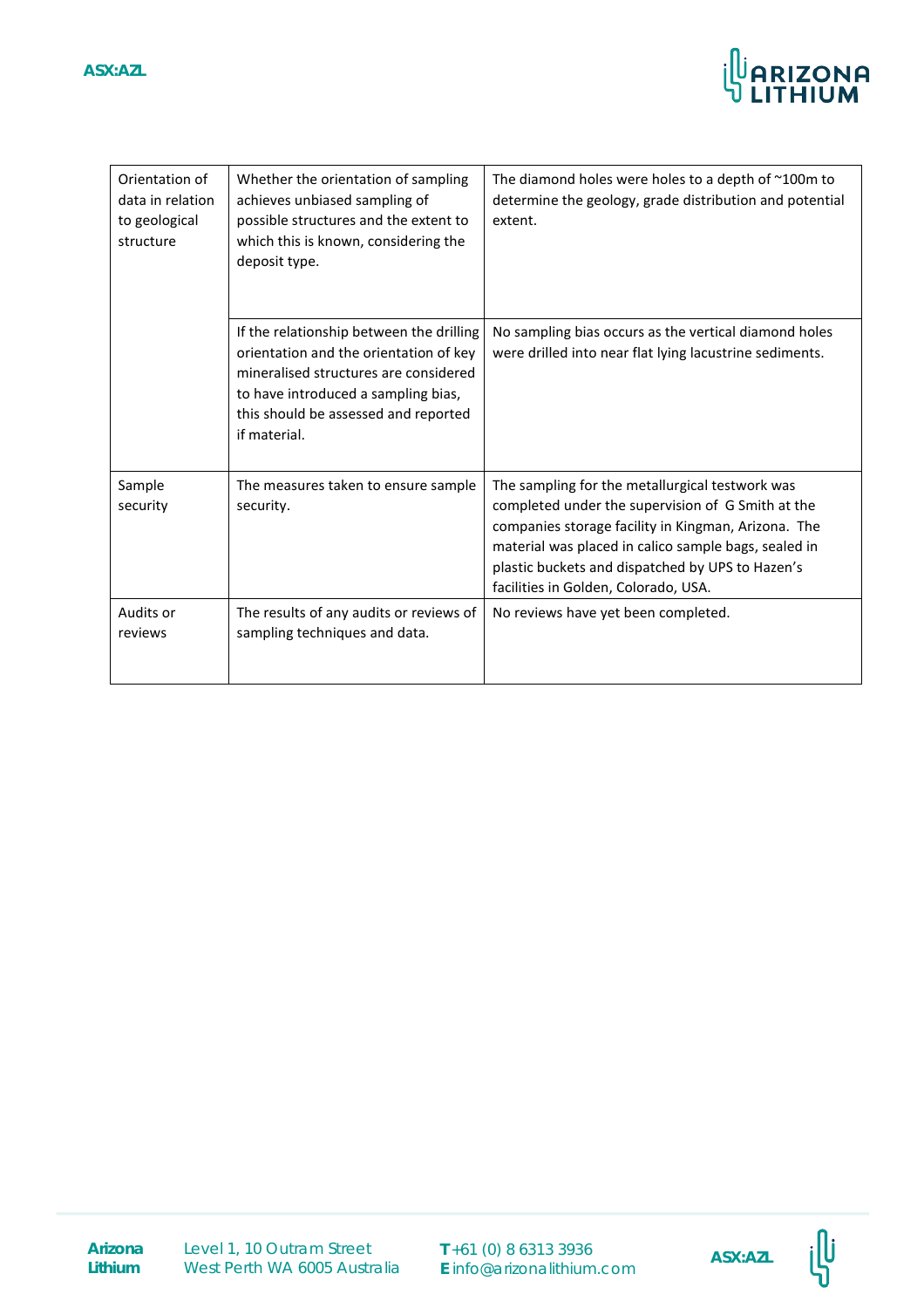| Orientation of data in relation to geological structure | Whether the orientation of sampling achieves unbiased sampling of possible structures and the extent to which this is known, considering the deposit type. | The diamond holes were holes to a depth of ~100m to determine the geology, grade distribution and potential extent. |
|---|---|---|
| | If the relationship between the drilling orientation and the orientation of key mineralised structures are considered to have introduced a sampling bias, this should be assessed and reported if material. | No sampling bias occurs as the vertical diamond holes were drilled into near flat lying lacustrine sediments. |
| Sample security | The measures taken to ensure sample security. | The sampling for the metallurgical testwork was completed under the supervision of G Smith at the companies storage facility in Kingman, Arizona. The material was placed in calico sample bags, sealed in plastic buckets and dispatched by UPS to Hazen's facilities in Golden, Colorado, USA. |
| Audits or reviews | The results of any audits or reviews of sampling techniques and data. | No reviews have yet been completed. |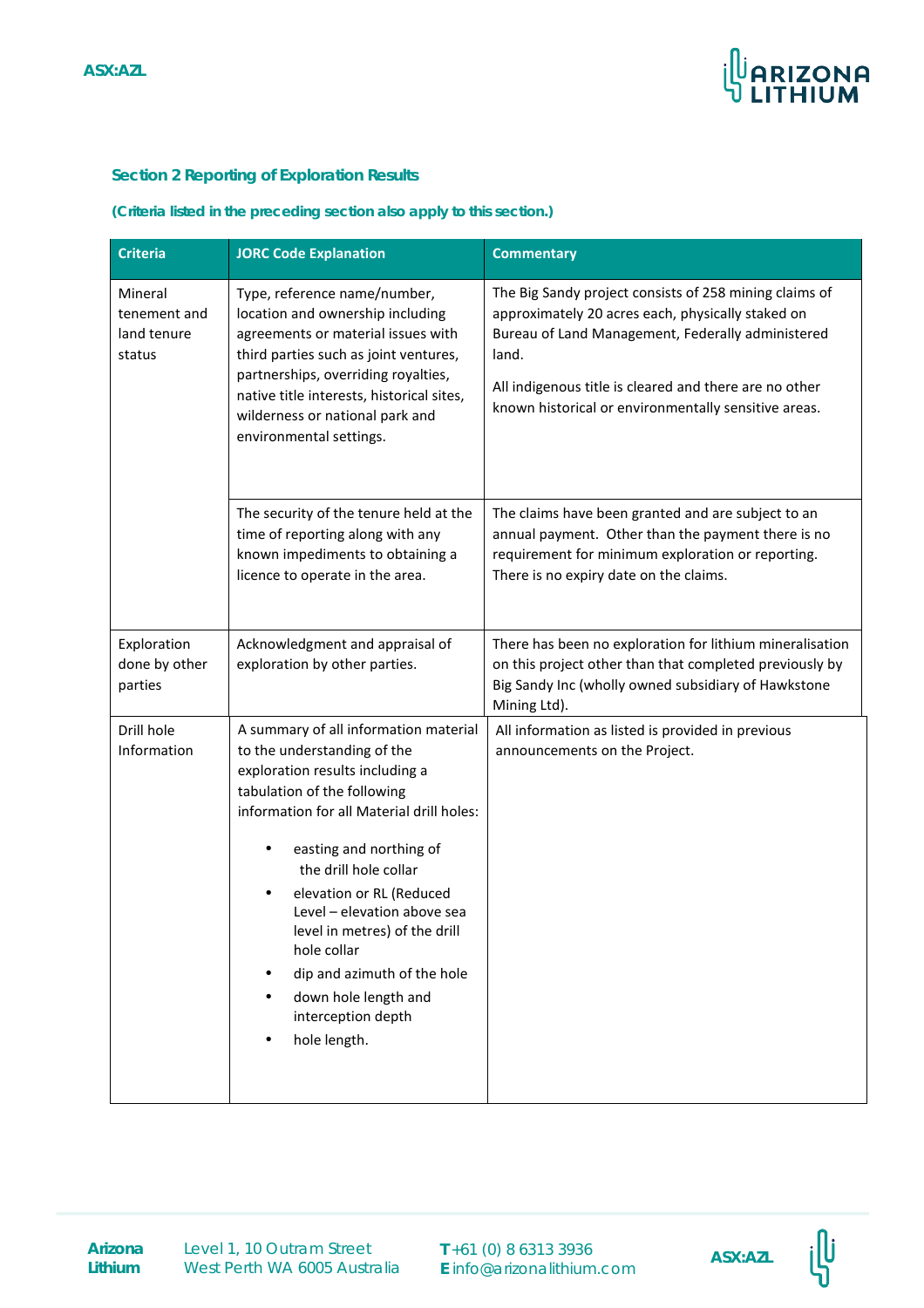## Section 2 Reporting of Exploration Results

**(Criteria listed in the preceding section also apply to this section.)**

| Criteria | JORC Code Explanation | Commentary |
|---|---|---|
| Mineral tenement and land tenure status | Type, reference name/number, location and ownership including agreements or material issues with third parties such as joint ventures, partnerships, overriding royalties, native title interests, historical sites, wilderness or national park and environmental settings. | The Big Sandy project consists of 258 mining claims of approximately 20 acres each, physically staked on Bureau of Land Management, Federally administered land.<br><br>All indigenous title is cleared and there are no other known historical or environmentally sensitive areas. |
| | The security of the tenure held at the time of reporting along with any known impediments to obtaining a licence to operate in the area. | The claims have been granted and are subject to an annual payment. Other than the payment there is no requirement for minimum exploration or reporting. There is no expiry date on the claims. |
| Exploration done by other parties | Acknowledgment and appraisal of exploration by other parties. | There has been no exploration for lithium mineralisation on this project other than that completed previously by Big Sandy Inc (wholly owned subsidiary of Hawkstone Mining Ltd). |
| Drill hole Information | A summary of all information material to the understanding of the exploration results including a tabulation of the following information for all Material drill holes:<br>• easting and northing of the drill hole collar<br>• elevation or RL (Reduced Level – elevation above sea level in metres) of the drill hole collar<br>• dip and azimuth of the hole<br>• down hole length and interception depth<br>• hole length. | All information as listed is provided in previous announcements on the Project. |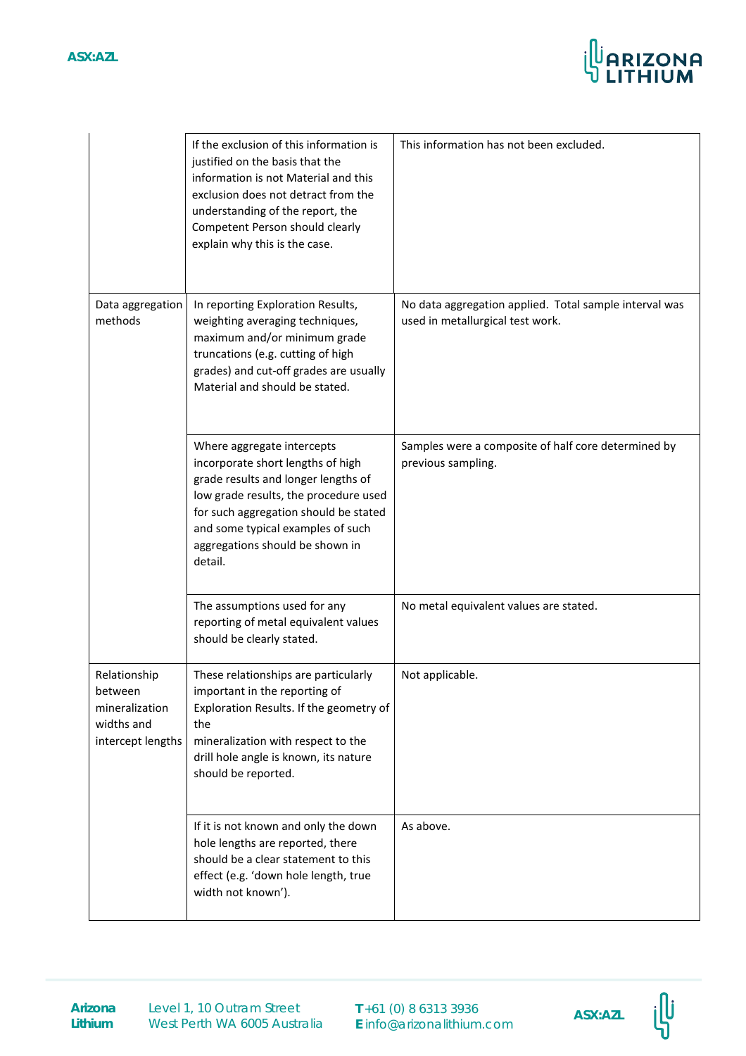| | | |
|---|---|---|
| | If the exclusion of this information is justified on the basis that the information is not Material and this exclusion does not detract from the understanding of the report, the Competent Person should clearly explain why this is the case. | This information has not been excluded. |
| Data aggregation methods | In reporting Exploration Results, weighting averaging techniques, maximum and/or minimum grade truncations (e.g. cutting of high grades) and cut-off grades are usually Material and should be stated. | No data aggregation applied. Total sample interval was used in metallurgical test work. |
| | Where aggregate intercepts incorporate short lengths of high grade results and longer lengths of low grade results, the procedure used for such aggregation should be stated and some typical examples of such aggregations should be shown in detail. | Samples were a composite of half core determined by previous sampling. |
| | The assumptions used for any reporting of metal equivalent values should be clearly stated. | No metal equivalent values are stated. |
| Relationship between mineralization widths and intercept lengths | These relationships are particularly important in the reporting of Exploration Results. If the geometry of the mineralization with respect to the drill hole angle is known, its nature should be reported. | Not applicable. |
| | If it is not known and only the down hole lengths are reported, there should be a clear statement to this effect (e.g. 'down hole length, true width not known'). | As above. |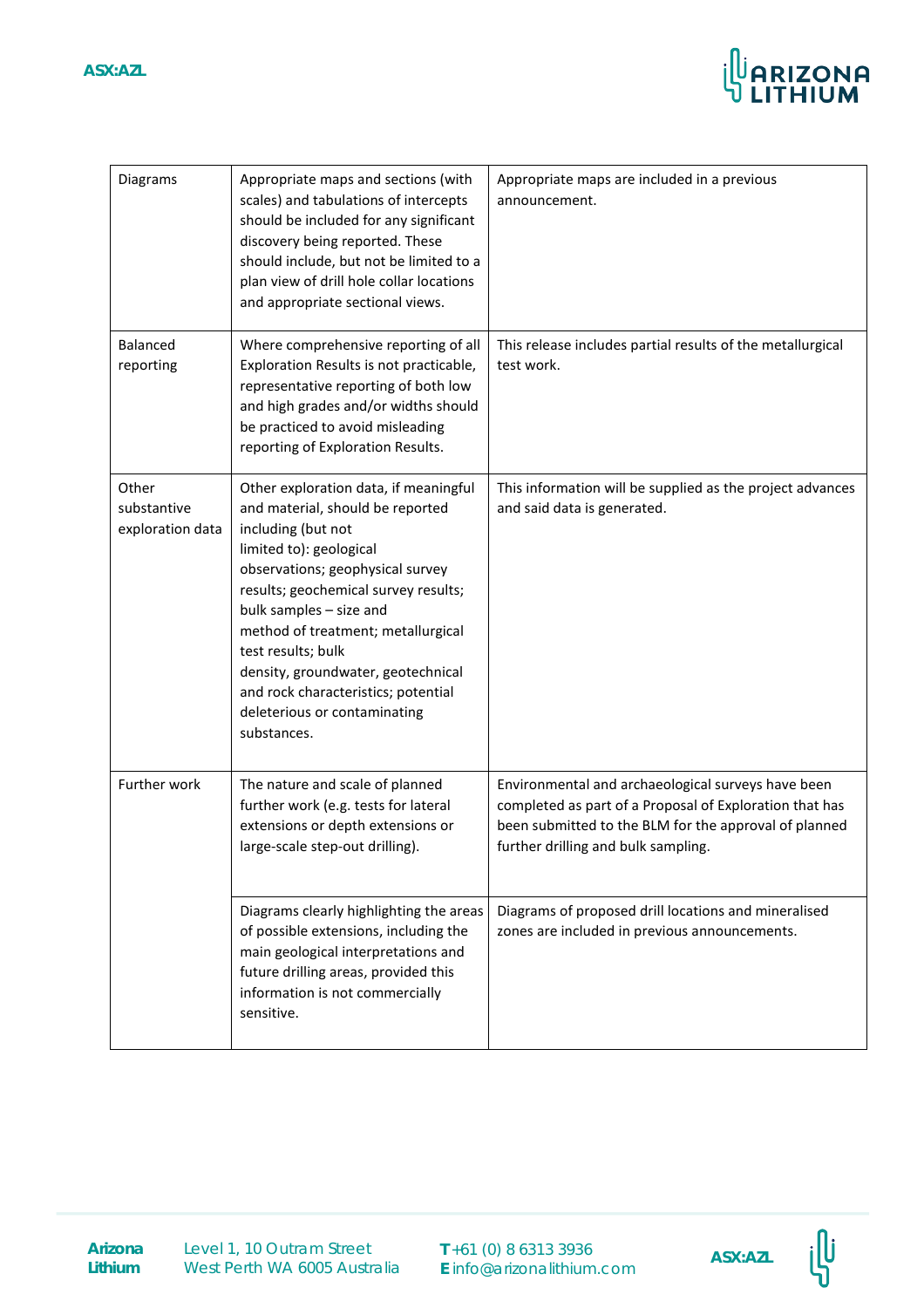| | | |
|---|---|---|
| Diagrams | Appropriate maps and sections (with scales) and tabulations of intercepts should be included for any significant discovery being reported. These should include, but not be limited to a plan view of drill hole collar locations and appropriate sectional views. | Appropriate maps are included in a previous announcement. |
| Balanced reporting | Where comprehensive reporting of all Exploration Results is not practicable, representative reporting of both low and high grades and/or widths should be practiced to avoid misleading reporting of Exploration Results. | This release includes partial results of the metallurgical test work. |
| Other substantive exploration data | Other exploration data, if meaningful and material, should be reported including (but not limited to): geological observations; geophysical survey results; geochemical survey results; bulk samples – size and method of treatment; metallurgical test results; bulk density, groundwater, geotechnical and rock characteristics; potential deleterious or contaminating substances. | This information will be supplied as the project advances and said data is generated. |
| Further work | The nature and scale of planned further work (e.g. tests for lateral extensions or depth extensions or large-scale step-out drilling). | Environmental and archaeological surveys have been completed as part of a Proposal of Exploration that has been submitted to the BLM for the approval of planned further drilling and bulk sampling. |
| | Diagrams clearly highlighting the areas of possible extensions, including the main geological interpretations and future drilling areas, provided this information is not commercially sensitive. | Diagrams of proposed drill locations and mineralised zones are included in previous announcements. |